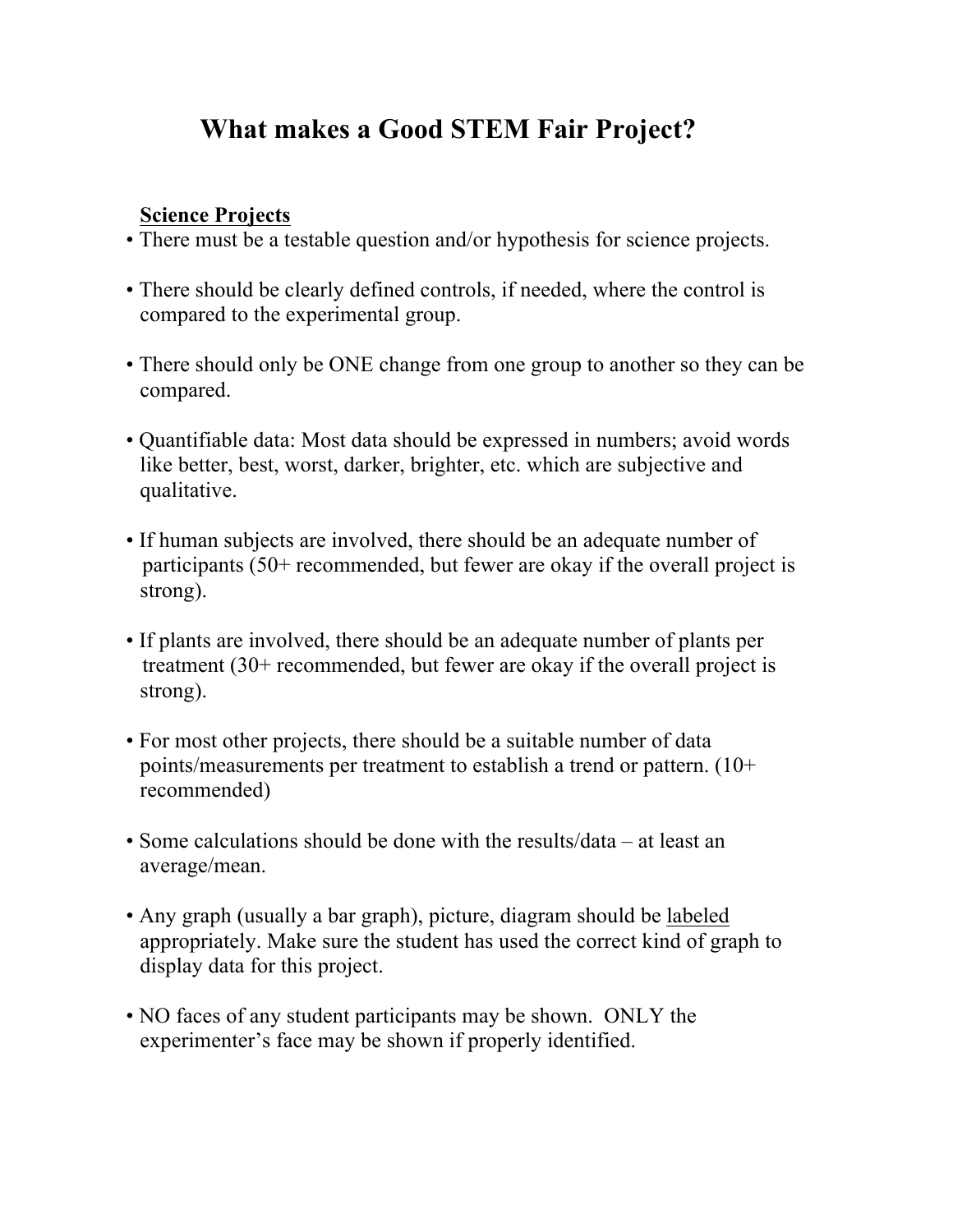# What makes a Good STEM Fair Project?

**<u>Science Projects</u>**

- There must be a testable question and/or hypothesis for science projects.
- There should be clearly defined controls, if needed, where the control is compared to the experimental group.
- There should only be ONE change from one group to another so they can be compared.
- Quantifiable data: Most data should be expressed in numbers; avoid words like better, best, worst, darker, brighter, etc. which are subjective and qualitative.
- If human subjects are involved, there should be an adequate number of participants (50+ recommended, but fewer are okay if the overall project is strong).
- If plants are involved, there should be an adequate number of plants per treatment (30+ recommended, but fewer are okay if the overall project is strong).
- For most other projects, there should be a suitable number of data points/measurements per treatment to establish a trend or pattern. (10+ recommended)
- Some calculations should be done with the results/data – at least an average/mean.
- Any graph (usually a bar graph), picture, diagram should be <u>labeled</u> appropriately. Make sure the student has used the correct kind of graph to display data for this project.
- NO faces of any student participants may be shown. ONLY the experimenter's face may be shown if properly identified.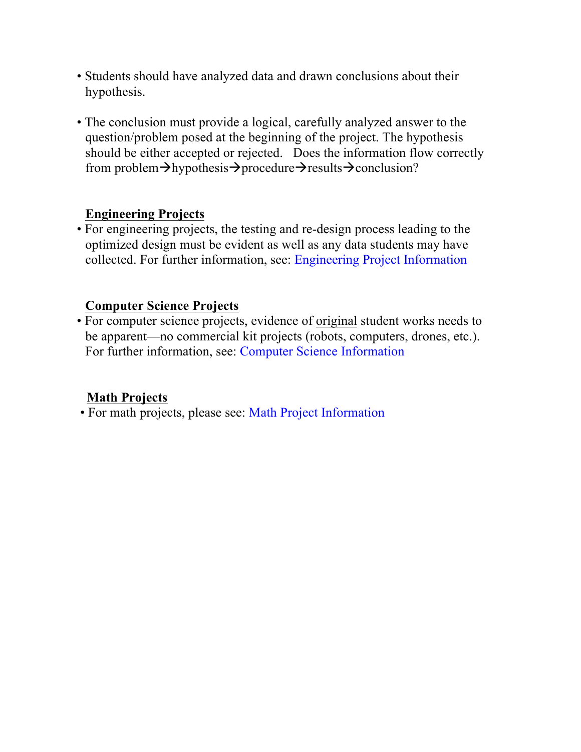- Students should have analyzed data and drawn conclusions about their hypothesis.

- The conclusion must provide a logical, carefully analyzed answer to the question/problem posed at the beginning of the project. The hypothesis should be either accepted or rejected. Does the information flow correctly from problem→hypothesis→procedure→results→conclusion?

**Engineering Projects**

- For engineering projects, the testing and re-design process leading to the optimized design must be evident as well as any data students may have collected. For further information, see: Engineering Project Information

**Computer Science Projects**

- For computer science projects, evidence of original student works needs to be apparent—no commercial kit projects (robots, computers, drones, etc.). For further information, see: Computer Science Information

**Math Projects**

- For math projects, please see: Math Project Information